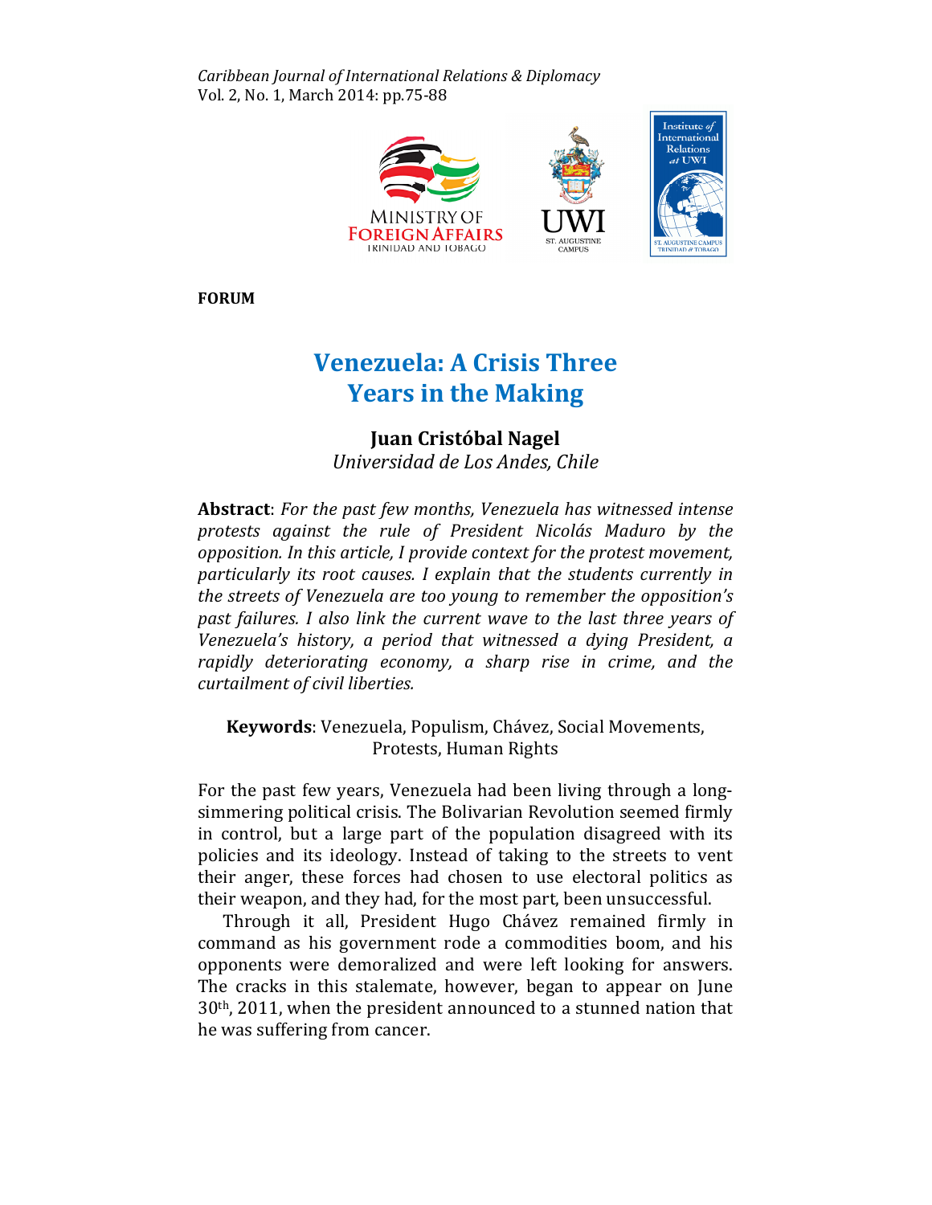FORUM

# Venezuela: A Crisis Three Years in the Making

**Juan Cristóbal Nagel**
*Universidad de Los Andes, Chile*

**Abstract**: *For the past few months, Venezuela has witnessed intense protests against the rule of President Nicolás Maduro by the opposition. In this article, I provide context for the protest movement, particularly its root causes. I explain that the students currently in the streets of Venezuela are too young to remember the opposition's past failures. I also link the current wave to the last three years of Venezuela's history, a period that witnessed a dying President, a rapidly deteriorating economy, a sharp rise in crime, and the curtailment of civil liberties.*

**Keywords**: Venezuela, Populism, Chávez, Social Movements, Protests, Human Rights

For the past few years, Venezuela had been living through a long-simmering political crisis. The Bolivarian Revolution seemed firmly in control, but a large part of the population disagreed with its policies and its ideology. Instead of taking to the streets to vent their anger, these forces had chosen to use electoral politics as their weapon, and they had, for the most part, been unsuccessful.

Through it all, President Hugo Chávez remained firmly in command as his government rode a commodities boom, and his opponents were demoralized and were left looking for answers. The cracks in this stalemate, however, began to appear on June 30th, 2011, when the president announced to a stunned nation that he was suffering from cancer.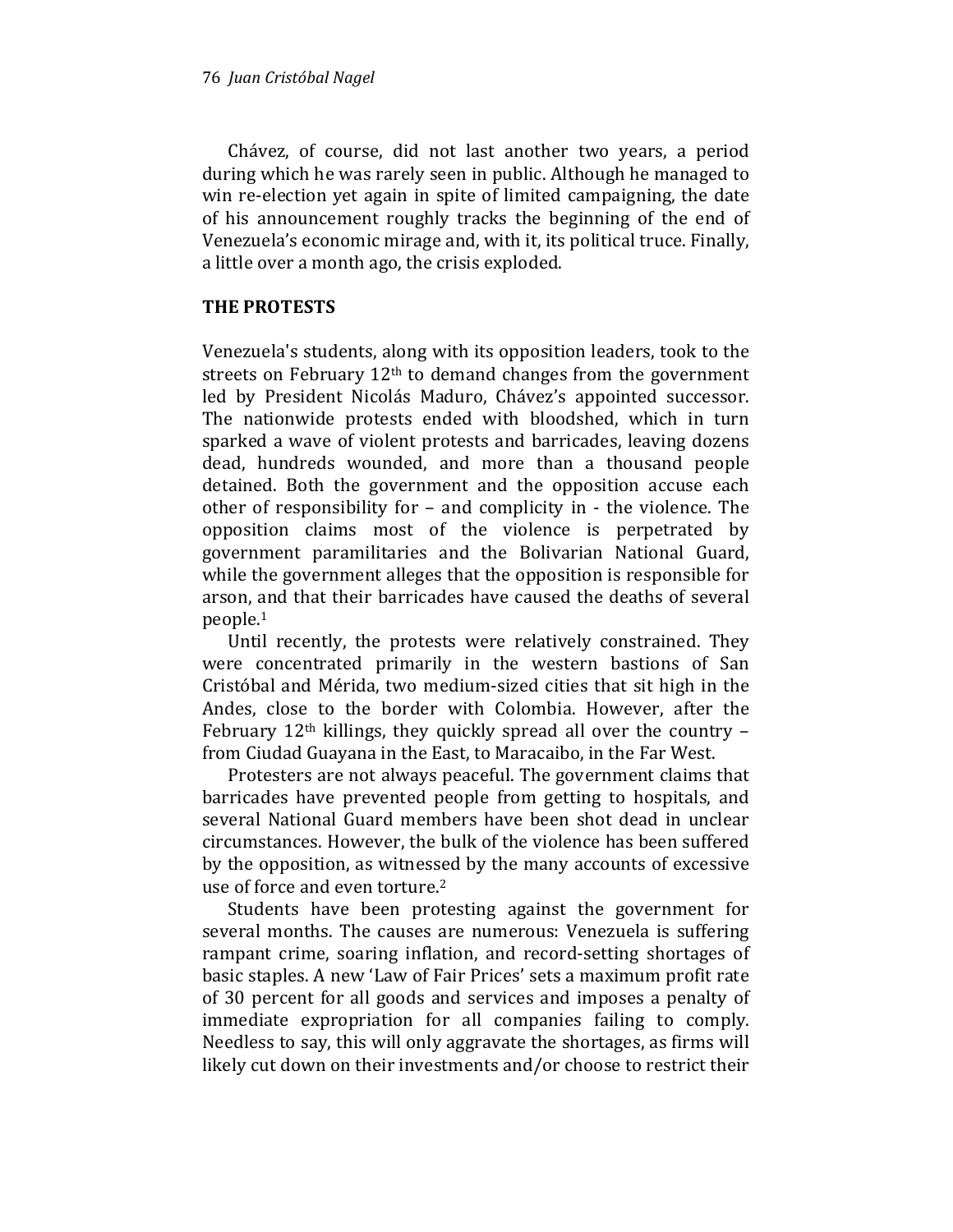Chávez, of course, did not last another two years, a period during which he was rarely seen in public. Although he managed to win re-election yet again in spite of limited campaigning, the date of his announcement roughly tracks the beginning of the end of Venezuela's economic mirage and, with it, its political truce. Finally, a little over a month ago, the crisis exploded.

## THE PROTESTS

Venezuela's students, along with its opposition leaders, took to the streets on February 12th to demand changes from the government led by President Nicolás Maduro, Chávez's appointed successor. The nationwide protests ended with bloodshed, which in turn sparked a wave of violent protests and barricades, leaving dozens dead, hundreds wounded, and more than a thousand people detained. Both the government and the opposition accuse each other of responsibility for – and complicity in - the violence. The opposition claims most of the violence is perpetrated by government paramilitaries and the Bolivarian National Guard, while the government alleges that the opposition is responsible for arson, and that their barricades have caused the deaths of several people.[1]

Until recently, the protests were relatively constrained. They were concentrated primarily in the western bastions of San Cristóbal and Mérida, two medium-sized cities that sit high in the Andes, close to the border with Colombia. However, after the February 12th killings, they quickly spread all over the country – from Ciudad Guayana in the East, to Maracaibo, in the Far West.

Protesters are not always peaceful. The government claims that barricades have prevented people from getting to hospitals, and several National Guard members have been shot dead in unclear circumstances. However, the bulk of the violence has been suffered by the opposition, as witnessed by the many accounts of excessive use of force and even torture.[2]

Students have been protesting against the government for several months. The causes are numerous: Venezuela is suffering rampant crime, soaring inflation, and record-setting shortages of basic staples. A new 'Law of Fair Prices' sets a maximum profit rate of 30 percent for all goods and services and imposes a penalty of immediate expropriation for all companies failing to comply. Needless to say, this will only aggravate the shortages, as firms will likely cut down on their investments and/or choose to restrict their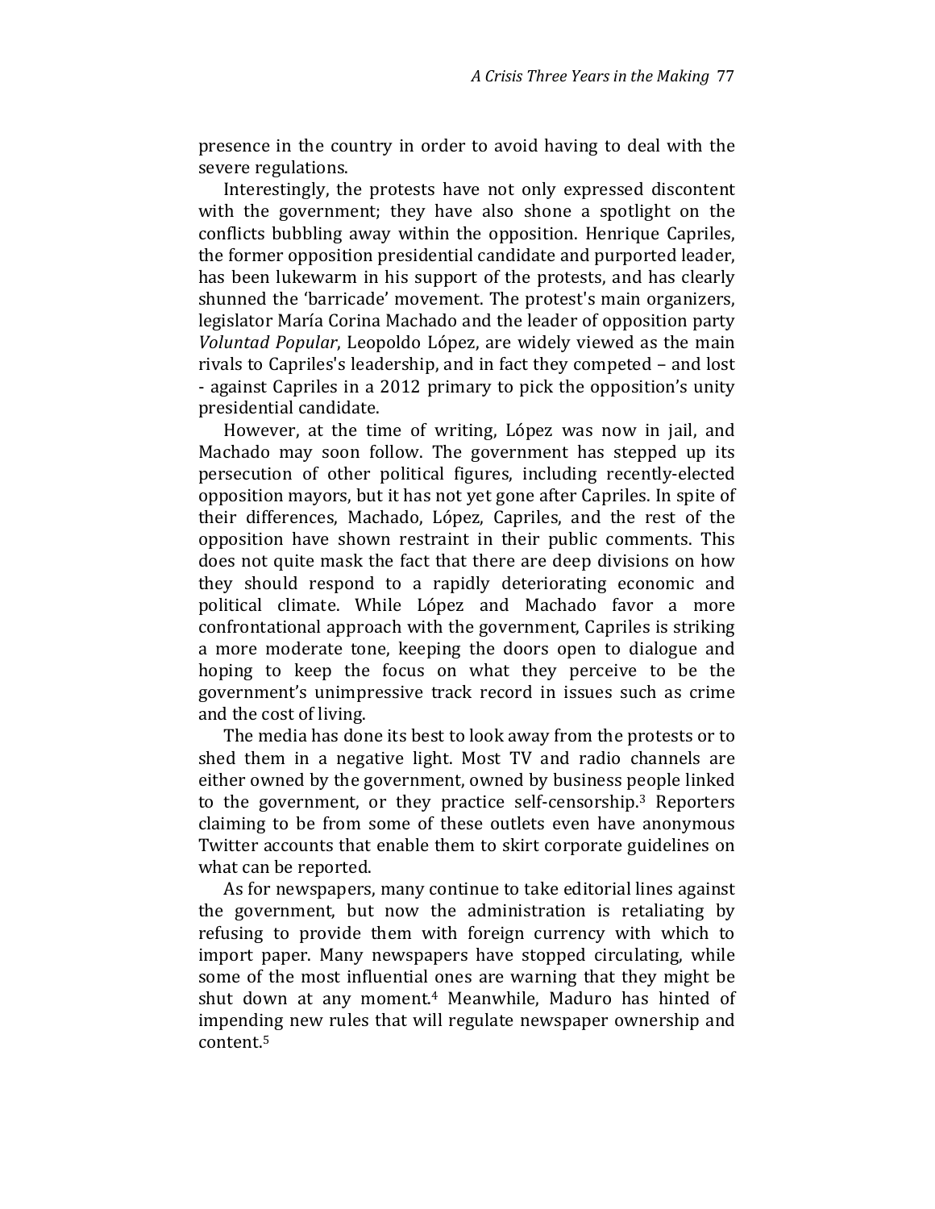presence in the country in order to avoid having to deal with the severe regulations.

Interestingly, the protests have not only expressed discontent with the government; they have also shone a spotlight on the conflicts bubbling away within the opposition. Henrique Capriles, the former opposition presidential candidate and purported leader, has been lukewarm in his support of the protests, and has clearly shunned the 'barricade' movement. The protest's main organizers, legislator María Corina Machado and the leader of opposition party *Voluntad Popular*, Leopoldo López, are widely viewed as the main rivals to Capriles's leadership, and in fact they competed – and lost - against Capriles in a 2012 primary to pick the opposition's unity presidential candidate.

However, at the time of writing, López was now in jail, and Machado may soon follow. The government has stepped up its persecution of other political figures, including recently-elected opposition mayors, but it has not yet gone after Capriles. In spite of their differences, Machado, López, Capriles, and the rest of the opposition have shown restraint in their public comments. This does not quite mask the fact that there are deep divisions on how they should respond to a rapidly deteriorating economic and political climate. While López and Machado favor a more confrontational approach with the government, Capriles is striking a more moderate tone, keeping the doors open to dialogue and hoping to keep the focus on what they perceive to be the government's unimpressive track record in issues such as crime and the cost of living.

The media has done its best to look away from the protests or to shed them in a negative light. Most TV and radio channels are either owned by the government, owned by business people linked to the government, or they practice self-censorship.[3] Reporters claiming to be from some of these outlets even have anonymous Twitter accounts that enable them to skirt corporate guidelines on what can be reported.

As for newspapers, many continue to take editorial lines against the government, but now the administration is retaliating by refusing to provide them with foreign currency with which to import paper. Many newspapers have stopped circulating, while some of the most influential ones are warning that they might be shut down at any moment.[4] Meanwhile, Maduro has hinted of impending new rules that will regulate newspaper ownership and content.[5]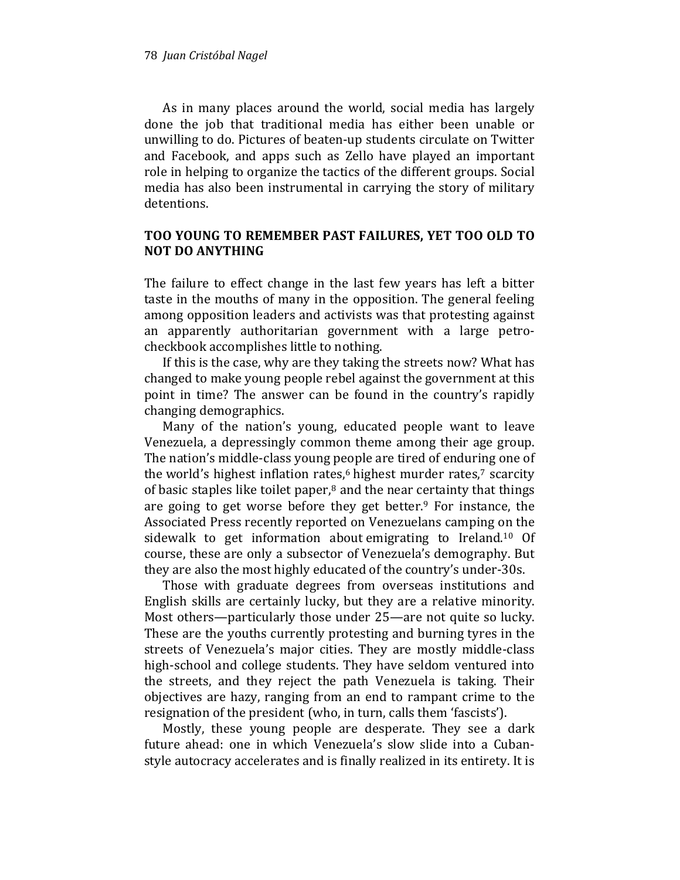As in many places around the world, social media has largely done the job that traditional media has either been unable or unwilling to do. Pictures of beaten-up students circulate on Twitter and Facebook, and apps such as Zello have played an important role in helping to organize the tactics of the different groups. Social media has also been instrumental in carrying the story of military detentions.

## TOO YOUNG TO REMEMBER PAST FAILURES, YET TOO OLD TO NOT DO ANYTHING

The failure to effect change in the last few years has left a bitter taste in the mouths of many in the opposition. The general feeling among opposition leaders and activists was that protesting against an apparently authoritarian government with a large petro-checkbook accomplishes little to nothing.

If this is the case, why are they taking the streets now? What has changed to make young people rebel against the government at this point in time? The answer can be found in the country's rapidly changing demographics.

Many of the nation's young, educated people want to leave Venezuela, a depressingly common theme among their age group. The nation's middle-class young people are tired of enduring one of the world's highest inflation rates,[6] highest murder rates,[7] scarcity of basic staples like toilet paper,[8] and the near certainty that things are going to get worse before they get better.[9] For instance, the Associated Press recently reported on Venezuelans camping on the sidewalk to get information about emigrating to Ireland.[10] Of course, these are only a subsector of Venezuela's demography. But they are also the most highly educated of the country's under-30s.

Those with graduate degrees from overseas institutions and English skills are certainly lucky, but they are a relative minority. Most others—particularly those under 25—are not quite so lucky. These are the youths currently protesting and burning tyres in the streets of Venezuela's major cities. They are mostly middle-class high-school and college students. They have seldom ventured into the streets, and they reject the path Venezuela is taking. Their objectives are hazy, ranging from an end to rampant crime to the resignation of the president (who, in turn, calls them 'fascists').

Mostly, these young people are desperate. They see a dark future ahead: one in which Venezuela's slow slide into a Cuban-style autocracy accelerates and is finally realized in its entirety. It is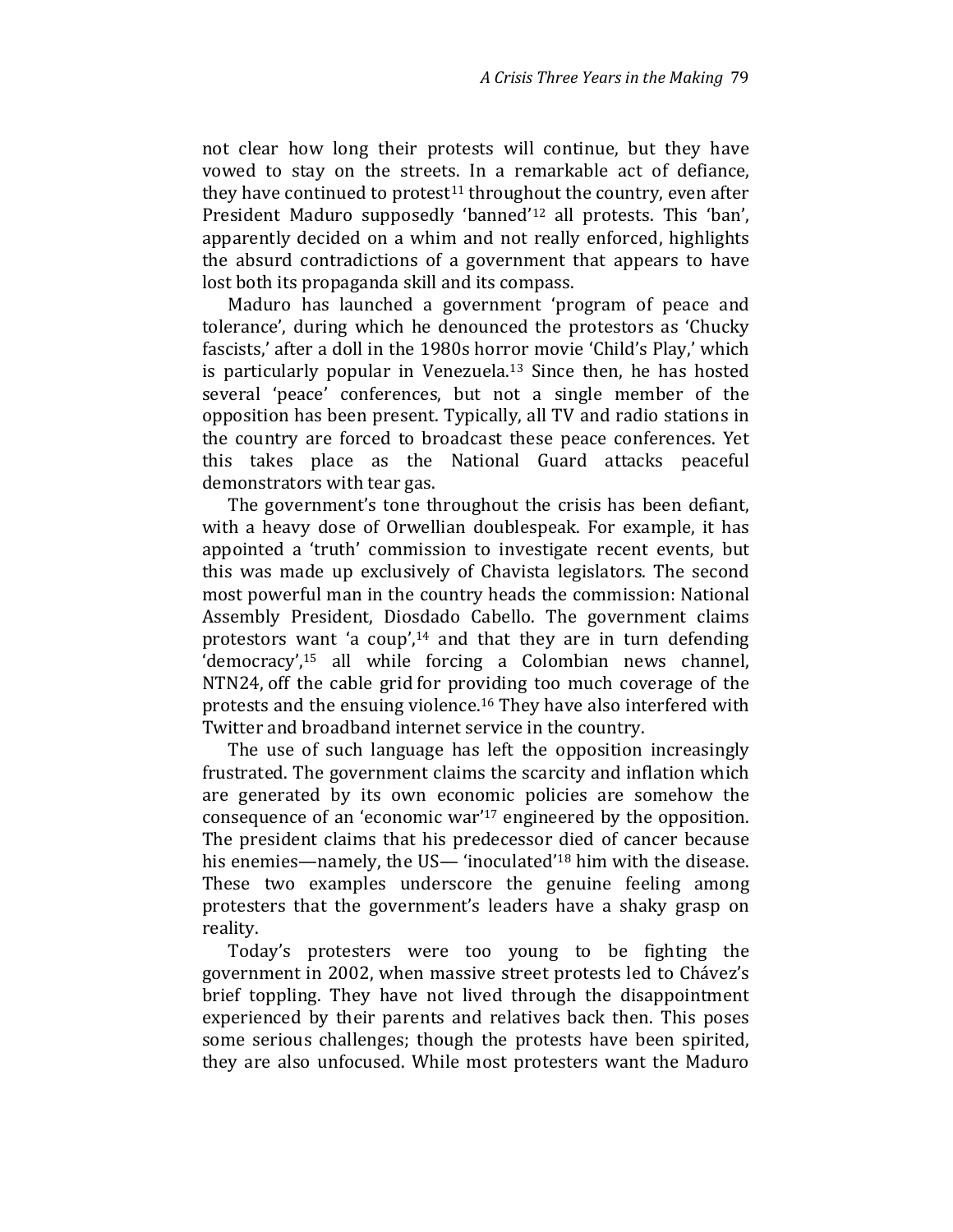not clear how long their protests will continue, but they have vowed to stay on the streets. In a remarkable act of defiance, they have continued to protest[11] throughout the country, even after President Maduro supposedly 'banned'[12] all protests. This 'ban', apparently decided on a whim and not really enforced, highlights the absurd contradictions of a government that appears to have lost both its propaganda skill and its compass.

Maduro has launched a government 'program of peace and tolerance', during which he denounced the protestors as 'Chucky fascists,' after a doll in the 1980s horror movie 'Child's Play,' which is particularly popular in Venezuela.[13] Since then, he has hosted several 'peace' conferences, but not a single member of the opposition has been present. Typically, all TV and radio stations in the country are forced to broadcast these peace conferences. Yet this takes place as the National Guard attacks peaceful demonstrators with tear gas.

The government's tone throughout the crisis has been defiant, with a heavy dose of Orwellian doublespeak. For example, it has appointed a 'truth' commission to investigate recent events, but this was made up exclusively of Chavista legislators. The second most powerful man in the country heads the commission: National Assembly President, Diosdado Cabello. The government claims protestors want 'a coup',[14] and that they are in turn defending 'democracy',[15] all while forcing a Colombian news channel, NTN24, off the cable grid for providing too much coverage of the protests and the ensuing violence.[16] They have also interfered with Twitter and broadband internet service in the country.

The use of such language has left the opposition increasingly frustrated. The government claims the scarcity and inflation which are generated by its own economic policies are somehow the consequence of an 'economic war'[17] engineered by the opposition. The president claims that his predecessor died of cancer because his enemies—namely, the US— 'inoculated'[18] him with the disease. These two examples underscore the genuine feeling among protesters that the government's leaders have a shaky grasp on reality.

Today's protesters were too young to be fighting the government in 2002, when massive street protests led to Chávez's brief toppling. They have not lived through the disappointment experienced by their parents and relatives back then. This poses some serious challenges; though the protests have been spirited, they are also unfocused. While most protesters want the Maduro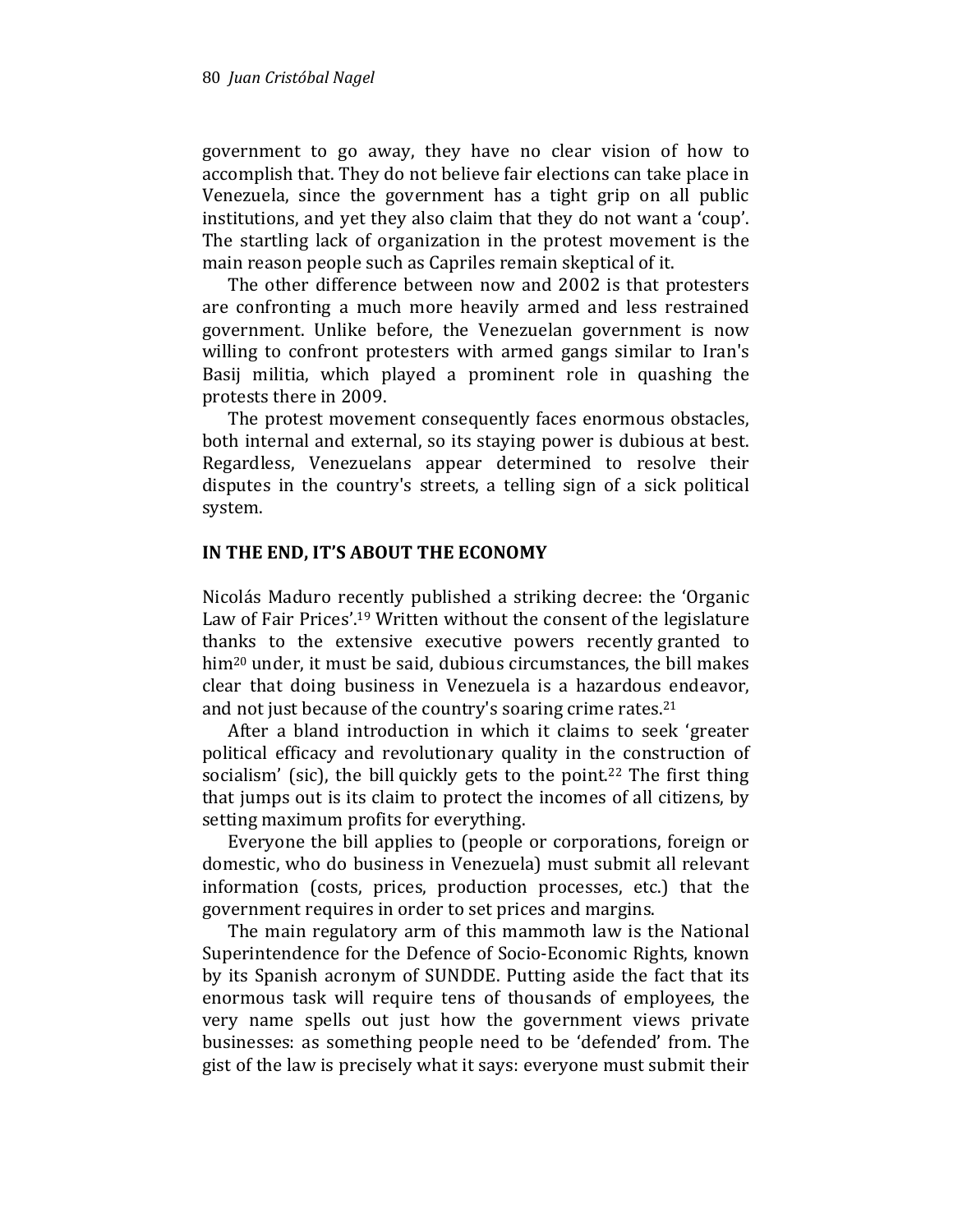government to go away, they have no clear vision of how to accomplish that. They do not believe fair elections can take place in Venezuela, since the government has a tight grip on all public institutions, and yet they also claim that they do not want a 'coup'. The startling lack of organization in the protest movement is the main reason people such as Capriles remain skeptical of it.

The other difference between now and 2002 is that protesters are confronting a much more heavily armed and less restrained government. Unlike before, the Venezuelan government is now willing to confront protesters with armed gangs similar to Iran's Basij militia, which played a prominent role in quashing the protests there in 2009.

The protest movement consequently faces enormous obstacles, both internal and external, so its staying power is dubious at best. Regardless, Venezuelans appear determined to resolve their disputes in the country's streets, a telling sign of a sick political system.

## IN THE END, IT'S ABOUT THE ECONOMY

Nicolás Maduro recently published a striking decree: the 'Organic Law of Fair Prices'.[19] Written without the consent of the legislature thanks to the extensive executive powers recently granted to him[20] under, it must be said, dubious circumstances, the bill makes clear that doing business in Venezuela is a hazardous endeavor, and not just because of the country's soaring crime rates.[21]

After a bland introduction in which it claims to seek 'greater political efficacy and revolutionary quality in the construction of socialism' (sic), the bill quickly gets to the point.[22] The first thing that jumps out is its claim to protect the incomes of all citizens, by setting maximum profits for everything.

Everyone the bill applies to (people or corporations, foreign or domestic, who do business in Venezuela) must submit all relevant information (costs, prices, production processes, etc.) that the government requires in order to set prices and margins.

The main regulatory arm of this mammoth law is the National Superintendence for the Defence of Socio-Economic Rights, known by its Spanish acronym of SUNDDE. Putting aside the fact that its enormous task will require tens of thousands of employees, the very name spells out just how the government views private businesses: as something people need to be 'defended' from. The gist of the law is precisely what it says: everyone must submit their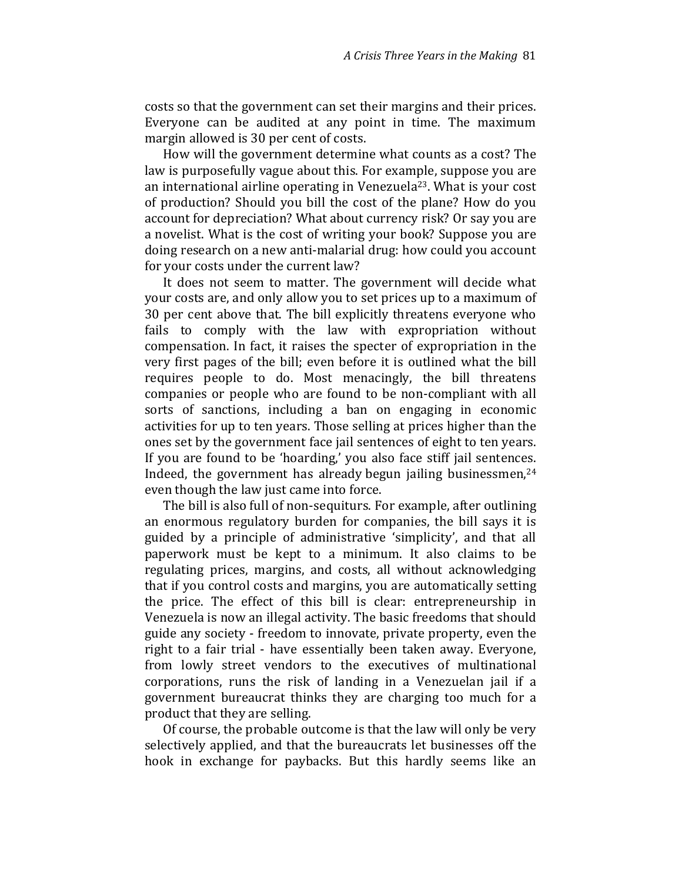costs so that the government can set their margins and their prices. Everyone can be audited at any point in time. The maximum margin allowed is 30 per cent of costs.

How will the government determine what counts as a cost? The law is purposefully vague about this. For example, suppose you are an international airline operating in Venezuela[23]. What is your cost of production? Should you bill the cost of the plane? How do you account for depreciation? What about currency risk? Or say you are a novelist. What is the cost of writing your book? Suppose you are doing research on a new anti-malarial drug: how could you account for your costs under the current law?

It does not seem to matter. The government will decide what your costs are, and only allow you to set prices up to a maximum of 30 per cent above that. The bill explicitly threatens everyone who fails to comply with the law with expropriation without compensation. In fact, it raises the specter of expropriation in the very first pages of the bill; even before it is outlined what the bill requires people to do. Most menacingly, the bill threatens companies or people who are found to be non-compliant with all sorts of sanctions, including a ban on engaging in economic activities for up to ten years. Those selling at prices higher than the ones set by the government face jail sentences of eight to ten years. If you are found to be 'hoarding,' you also face stiff jail sentences. Indeed, the government has already begun jailing businessmen,[24] even though the law just came into force.

The bill is also full of non-sequiturs. For example, after outlining an enormous regulatory burden for companies, the bill says it is guided by a principle of administrative 'simplicity', and that all paperwork must be kept to a minimum. It also claims to be regulating prices, margins, and costs, all without acknowledging that if you control costs and margins, you are automatically setting the price. The effect of this bill is clear: entrepreneurship in Venezuela is now an illegal activity. The basic freedoms that should guide any society - freedom to innovate, private property, even the right to a fair trial - have essentially been taken away. Everyone, from lowly street vendors to the executives of multinational corporations, runs the risk of landing in a Venezuelan jail if a government bureaucrat thinks they are charging too much for a product that they are selling.

Of course, the probable outcome is that the law will only be very selectively applied, and that the bureaucrats let businesses off the hook in exchange for paybacks. But this hardly seems like an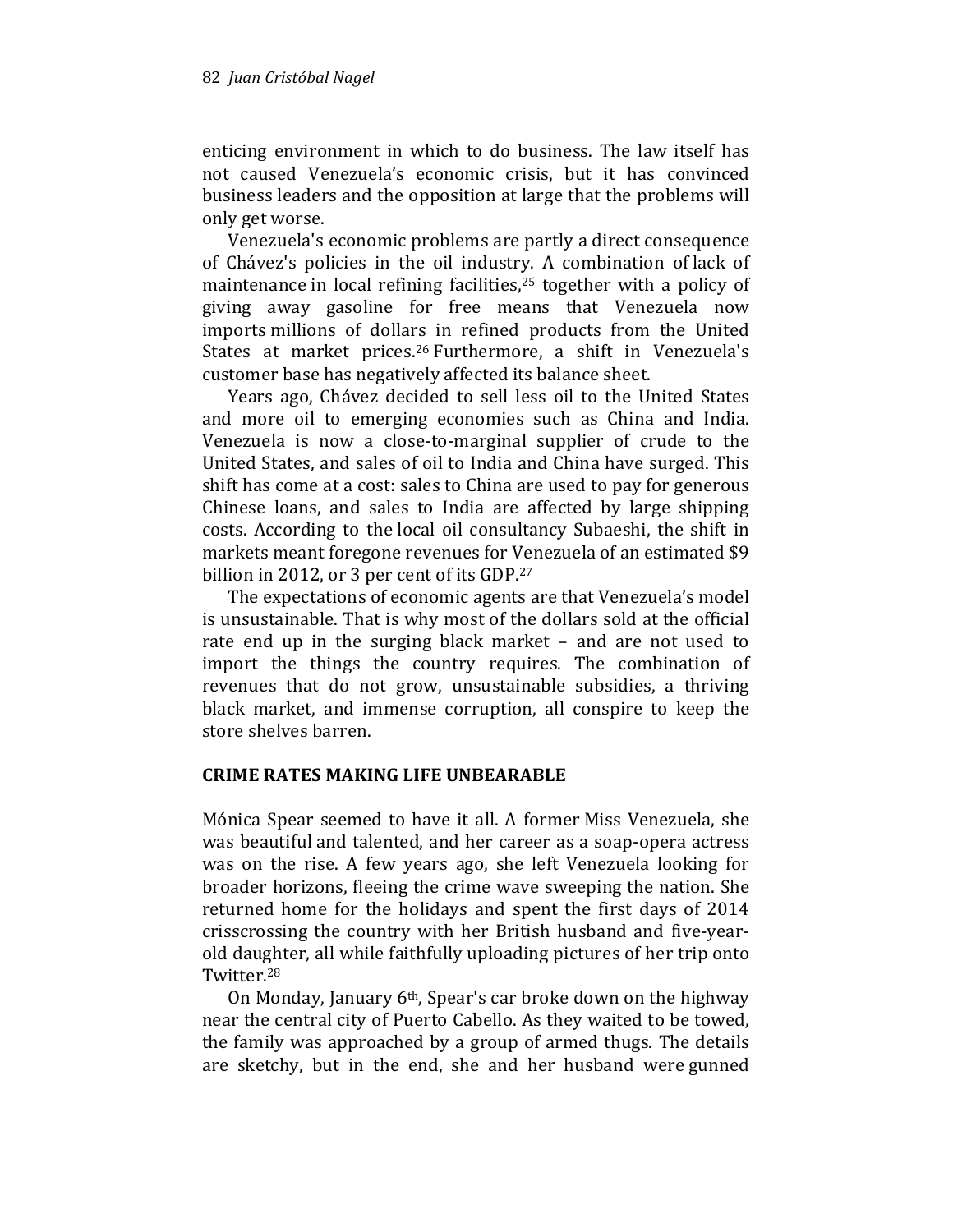enticing environment in which to do business. The law itself has not caused Venezuela's economic crisis, but it has convinced business leaders and the opposition at large that the problems will only get worse.

Venezuela's economic problems are partly a direct consequence of Chávez's policies in the oil industry. A combination of lack of maintenance in local refining facilities,[25] together with a policy of giving away gasoline for free means that Venezuela now imports millions of dollars in refined products from the United States at market prices.[26] Furthermore, a shift in Venezuela's customer base has negatively affected its balance sheet.

Years ago, Chávez decided to sell less oil to the United States and more oil to emerging economies such as China and India. Venezuela is now a close-to-marginal supplier of crude to the United States, and sales of oil to India and China have surged. This shift has come at a cost: sales to China are used to pay for generous Chinese loans, and sales to India are affected by large shipping costs. According to the local oil consultancy Subaeshi, the shift in markets meant foregone revenues for Venezuela of an estimated $9 billion in 2012, or 3 per cent of its GDP.[27]

The expectations of economic agents are that Venezuela's model is unsustainable. That is why most of the dollars sold at the official rate end up in the surging black market – and are not used to import the things the country requires. The combination of revenues that do not grow, unsustainable subsidies, a thriving black market, and immense corruption, all conspire to keep the store shelves barren.

## CRIME RATES MAKING LIFE UNBEARABLE

Mónica Spear seemed to have it all. A former Miss Venezuela, she was beautiful and talented, and her career as a soap-opera actress was on the rise. A few years ago, she left Venezuela looking for broader horizons, fleeing the crime wave sweeping the nation. She returned home for the holidays and spent the first days of 2014 crisscrossing the country with her British husband and five-year-old daughter, all while faithfully uploading pictures of her trip onto Twitter.[28]

On Monday, January 6th, Spear's car broke down on the highway near the central city of Puerto Cabello. As they waited to be towed, the family was approached by a group of armed thugs. The details are sketchy, but in the end, she and her husband were gunned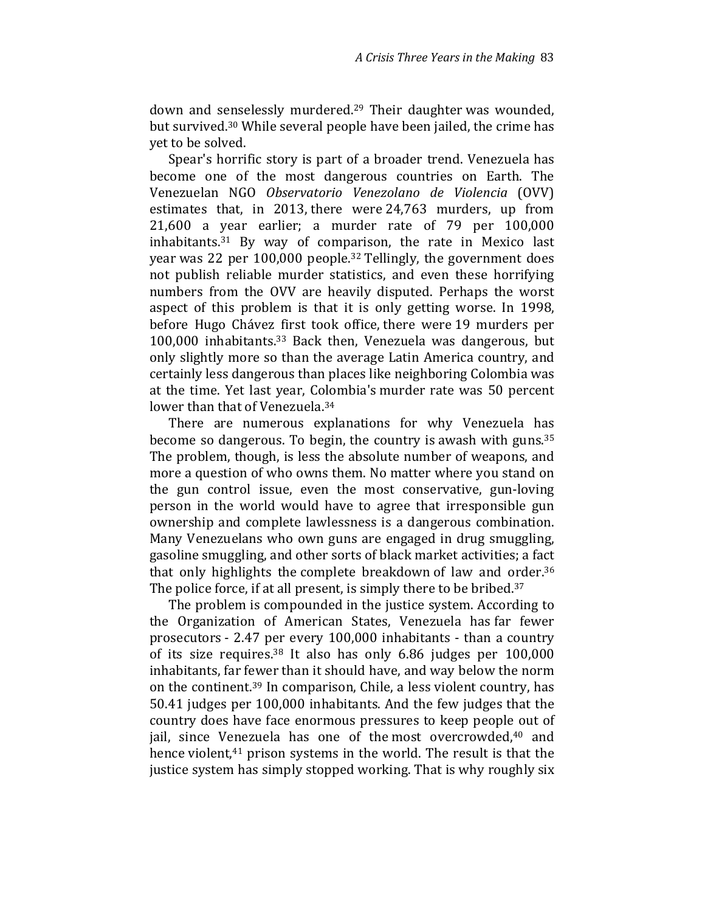down and senselessly murdered.[29] Their daughter was wounded, but survived.[30] While several people have been jailed, the crime has yet to be solved.

Spear's horrific story is part of a broader trend. Venezuela has become one of the most dangerous countries on Earth. The Venezuelan NGO *Observatorio Venezolano de Violencia* (OVV) estimates that, in 2013, there were 24,763 murders, up from 21,600 a year earlier; a murder rate of 79 per 100,000 inhabitants.[31] By way of comparison, the rate in Mexico last year was 22 per 100,000 people.[32] Tellingly, the government does not publish reliable murder statistics, and even these horrifying numbers from the OVV are heavily disputed. Perhaps the worst aspect of this problem is that it is only getting worse. In 1998, before Hugo Chávez first took office, there were 19 murders per 100,000 inhabitants.[33] Back then, Venezuela was dangerous, but only slightly more so than the average Latin America country, and certainly less dangerous than places like neighboring Colombia was at the time. Yet last year, Colombia's murder rate was 50 percent lower than that of Venezuela.[34]

There are numerous explanations for why Venezuela has become so dangerous. To begin, the country is awash with guns.[35] The problem, though, is less the absolute number of weapons, and more a question of who owns them. No matter where you stand on the gun control issue, even the most conservative, gun-loving person in the world would have to agree that irresponsible gun ownership and complete lawlessness is a dangerous combination. Many Venezuelans who own guns are engaged in drug smuggling, gasoline smuggling, and other sorts of black market activities; a fact that only highlights the complete breakdown of law and order.[36] The police force, if at all present, is simply there to be bribed.[37]

The problem is compounded in the justice system. According to the Organization of American States, Venezuela has far fewer prosecutors - 2.47 per every 100,000 inhabitants - than a country of its size requires.[38] It also has only 6.86 judges per 100,000 inhabitants, far fewer than it should have, and way below the norm on the continent.[39] In comparison, Chile, a less violent country, has 50.41 judges per 100,000 inhabitants. And the few judges that the country does have face enormous pressures to keep people out of jail, since Venezuela has one of the most overcrowded,[40] and hence violent,[41] prison systems in the world. The result is that the justice system has simply stopped working. That is why roughly six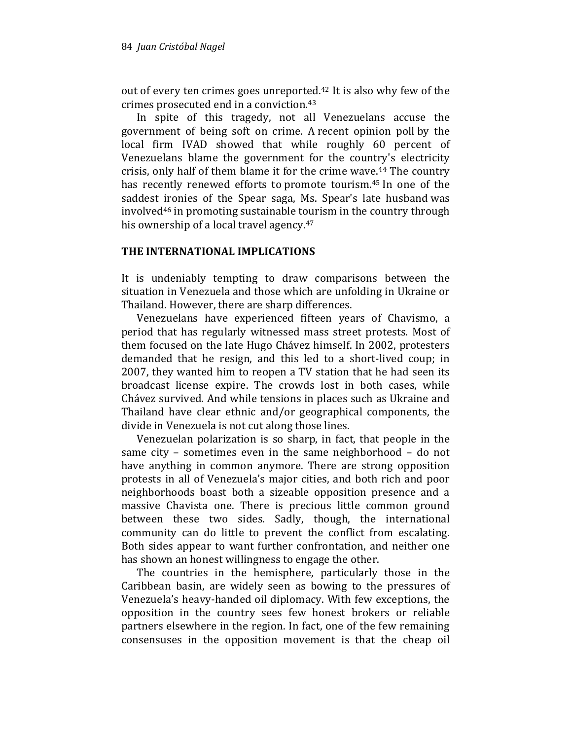out of every ten crimes goes unreported.[42] It is also why few of the crimes prosecuted end in a conviction.[43]

In spite of this tragedy, not all Venezuelans accuse the government of being soft on crime. A recent opinion poll by the local firm IVAD showed that while roughly 60 percent of Venezuelans blame the government for the country's electricity crisis, only half of them blame it for the crime wave.[44] The country has recently renewed efforts to promote tourism.[45] In one of the saddest ironies of the Spear saga, Ms. Spear's late husband was involved[46] in promoting sustainable tourism in the country through his ownership of a local travel agency.[47]

## THE INTERNATIONAL IMPLICATIONS

It is undeniably tempting to draw comparisons between the situation in Venezuela and those which are unfolding in Ukraine or Thailand. However, there are sharp differences.

Venezuelans have experienced fifteen years of Chavismo, a period that has regularly witnessed mass street protests. Most of them focused on the late Hugo Chávez himself. In 2002, protesters demanded that he resign, and this led to a short-lived coup; in 2007, they wanted him to reopen a TV station that he had seen its broadcast license expire. The crowds lost in both cases, while Chávez survived. And while tensions in places such as Ukraine and Thailand have clear ethnic and/or geographical components, the divide in Venezuela is not cut along those lines.

Venezuelan polarization is so sharp, in fact, that people in the same city – sometimes even in the same neighborhood – do not have anything in common anymore. There are strong opposition protests in all of Venezuela's major cities, and both rich and poor neighborhoods boast both a sizeable opposition presence and a massive Chavista one. There is precious little common ground between these two sides. Sadly, though, the international community can do little to prevent the conflict from escalating. Both sides appear to want further confrontation, and neither one has shown an honest willingness to engage the other.

The countries in the hemisphere, particularly those in the Caribbean basin, are widely seen as bowing to the pressures of Venezuela's heavy-handed oil diplomacy. With few exceptions, the opposition in the country sees few honest brokers or reliable partners elsewhere in the region. In fact, one of the few remaining consensuses in the opposition movement is that the cheap oil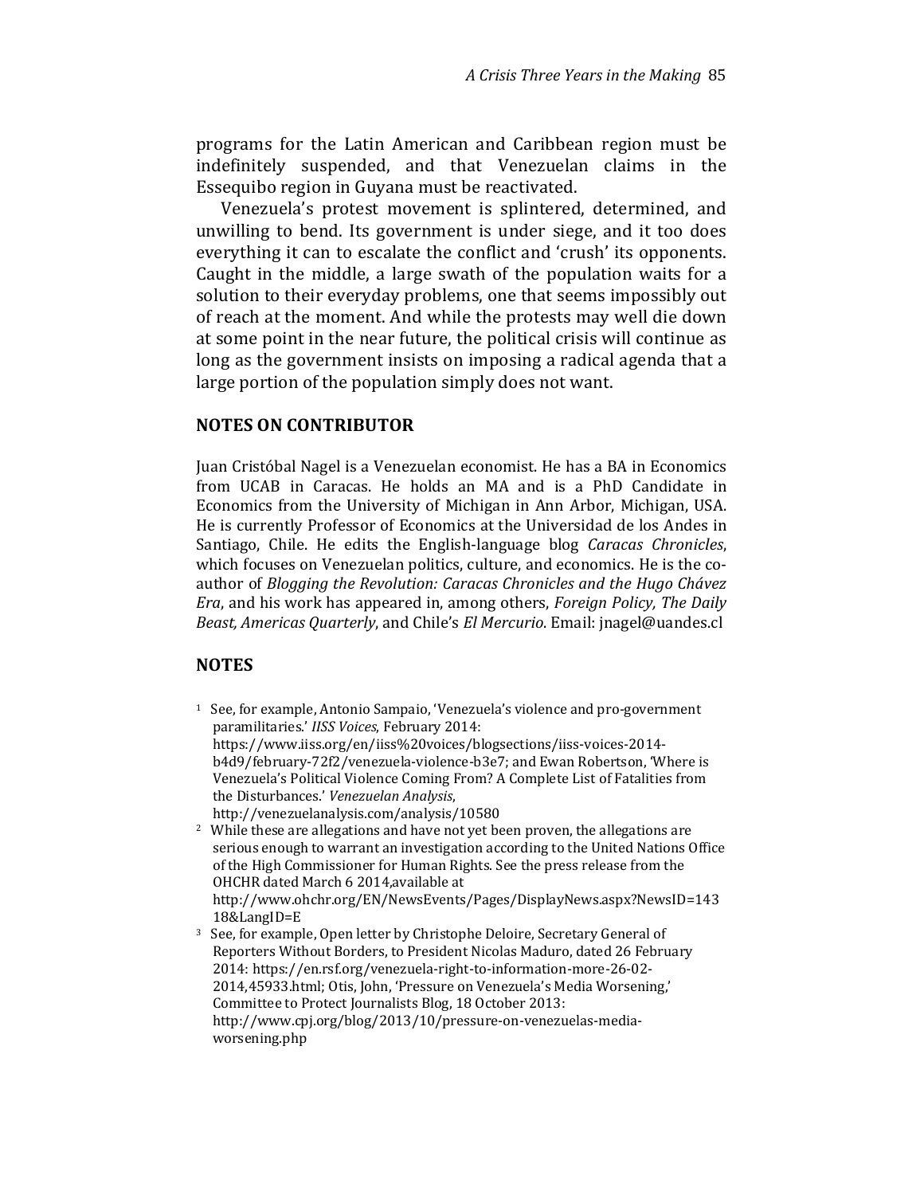programs for the Latin American and Caribbean region must be indefinitely suspended, and that Venezuelan claims in the Essequibo region in Guyana must be reactivated.

Venezuela's protest movement is splintered, determined, and unwilling to bend. Its government is under siege, and it too does everything it can to escalate the conflict and 'crush' its opponents. Caught in the middle, a large swath of the population waits for a solution to their everyday problems, one that seems impossibly out of reach at the moment. And while the protests may well die down at some point in the near future, the political crisis will continue as long as the government insists on imposing a radical agenda that a large portion of the population simply does not want.

## NOTES ON CONTRIBUTOR

Juan Cristóbal Nagel is a Venezuelan economist. He has a BA in Economics from UCAB in Caracas. He holds an MA and is a PhD Candidate in Economics from the University of Michigan in Ann Arbor, Michigan, USA. He is currently Professor of Economics at the Universidad de los Andes in Santiago, Chile. He edits the English-language blog *Caracas Chronicles*, which focuses on Venezuelan politics, culture, and economics. He is the co-author of *Blogging the Revolution: Caracas Chronicles and the Hugo Chávez Era*, and his work has appeared in, among others, *Foreign Policy, The Daily Beast, Americas Quarterly*, and Chile's *El Mercurio*. Email: jnagel@uandes.cl

## NOTES

1. See, for example, Antonio Sampaio, 'Venezuela's violence and pro-government paramilitaries.' *IISS Voices*, February 2014: https://www.iiss.org/en/iiss%20voices/blogsections/iiss-voices-2014-b4d9/february-72f2/venezuela-violence-b3e7; and Ewan Robertson, 'Where is Venezuela's Political Violence Coming From? A Complete List of Fatalities from the Disturbances.' *Venezuelan Analysis*, http://venezuelanalysis.com/analysis/10580
2. While these are allegations and have not yet been proven, the allegations are serious enough to warrant an investigation according to the United Nations Office of the High Commissioner for Human Rights. See the press release from the OHCHR dated March 6 2014,available at http://www.ohchr.org/EN/NewsEvents/Pages/DisplayNews.aspx?NewsID=14318&LangID=E
3. See, for example, Open letter by Christophe Deloire, Secretary General of Reporters Without Borders, to President Nicolas Maduro, dated 26 February 2014: https://en.rsf.org/venezuela-right-to-information-more-26-02-2014,45933.html; Otis, John, 'Pressure on Venezuela's Media Worsening,' Committee to Protect Journalists Blog, 18 October 2013: http://www.cpj.org/blog/2013/10/pressure-on-venezuelas-media-worsening.php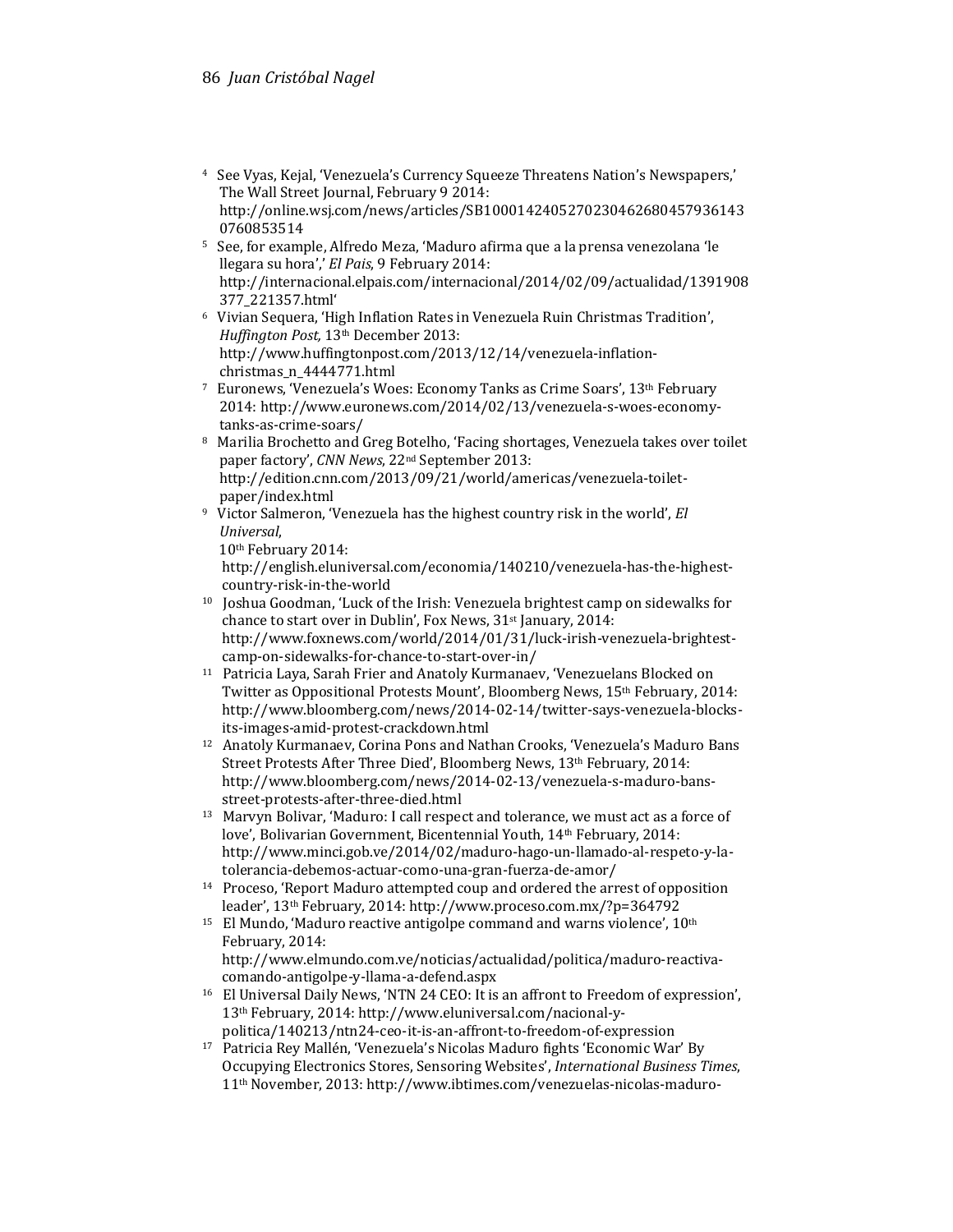[4] See Vyas, Kejal, 'Venezuela's Currency Squeeze Threatens Nation's Newspapers,' The Wall Street Journal, February 9 2014: http://online.wsj.com/news/articles/SB10001424052702304626804579361430760853514

[5] See, for example, Alfredo Meza, 'Maduro afirma que a la prensa venezolana 'le llegara su hora',' *El Pais*, 9 February 2014: http://internacional.elpais.com/internacional/2014/02/09/actualidad/1391908377_221357.html'

[6] Vivian Sequera, 'High Inflation Rates in Venezuela Ruin Christmas Tradition', *Huffington Post,* 13th December 2013: http://www.huffingtonpost.com/2013/12/14/venezuela-inflation-christmas_n_4444771.html

[7] Euronews, 'Venezuela's Woes: Economy Tanks as Crime Soars', 13th February 2014: http://www.euronews.com/2014/02/13/venezuela-s-woes-economy-tanks-as-crime-soars/

[8] Marilia Brochetto and Greg Botelho, 'Facing shortages, Venezuela takes over toilet paper factory', *CNN News*, 22nd September 2013: http://edition.cnn.com/2013/09/21/world/americas/venezuela-toilet-paper/index.html

[9] Victor Salmeron, 'Venezuela has the highest country risk in the world', *El Universal*, 10th February 2014: http://english.eluniversal.com/economia/140210/venezuela-has-the-highest-country-risk-in-the-world

[10] Joshua Goodman, 'Luck of the Irish: Venezuela brightest camp on sidewalks for chance to start over in Dublin', Fox News, 31st January, 2014: http://www.foxnews.com/world/2014/01/31/luck-irish-venezuela-brightest-camp-on-sidewalks-for-chance-to-start-over-in/

[11] Patricia Laya, Sarah Frier and Anatoly Kurmanaev, 'Venezuelans Blocked on Twitter as Oppositional Protests Mount', Bloomberg News, 15th February, 2014: http://www.bloomberg.com/news/2014-02-14/twitter-says-venezuela-blocks-its-images-amid-protest-crackdown.html

[12] Anatoly Kurmanaev, Corina Pons and Nathan Crooks, 'Venezuela's Maduro Bans Street Protests After Three Died', Bloomberg News, 13th February, 2014: http://www.bloomberg.com/news/2014-02-13/venezuela-s-maduro-bans-street-protests-after-three-died.html

[13] Marvyn Bolivar, 'Maduro: I call respect and tolerance, we must act as a force of love', Bolivarian Government, Bicentennial Youth, 14th February, 2014: http://www.minci.gob.ve/2014/02/maduro-hago-un-llamado-al-respeto-y-la-tolerancia-debemos-actuar-como-una-gran-fuerza-de-amor/

[14] Proceso, 'Report Maduro attempted coup and ordered the arrest of opposition leader', 13th February, 2014: http://www.proceso.com.mx/?p=364792

[15] El Mundo, 'Maduro reactive antigolpe command and warns violence', 10th February, 2014: http://www.elmundo.com.ve/noticias/actualidad/politica/maduro-reactiva-comando-antigolpe-y-llama-a-defend.aspx

[16] El Universal Daily News, 'NTN 24 CEO: It is an affront to Freedom of expression', 13th February, 2014: http://www.eluniversal.com/nacional-y-politica/140213/ntn24-ceo-it-is-an-affront-to-freedom-of-expression

[17] Patricia Rey Mallén, 'Venezuela's Nicolas Maduro fights 'Economic War' By Occupying Electronics Stores, Sensoring Websites', *International Business Times*, 11th November, 2013: http://www.ibtimes.com/venezuelas-nicolas-maduro-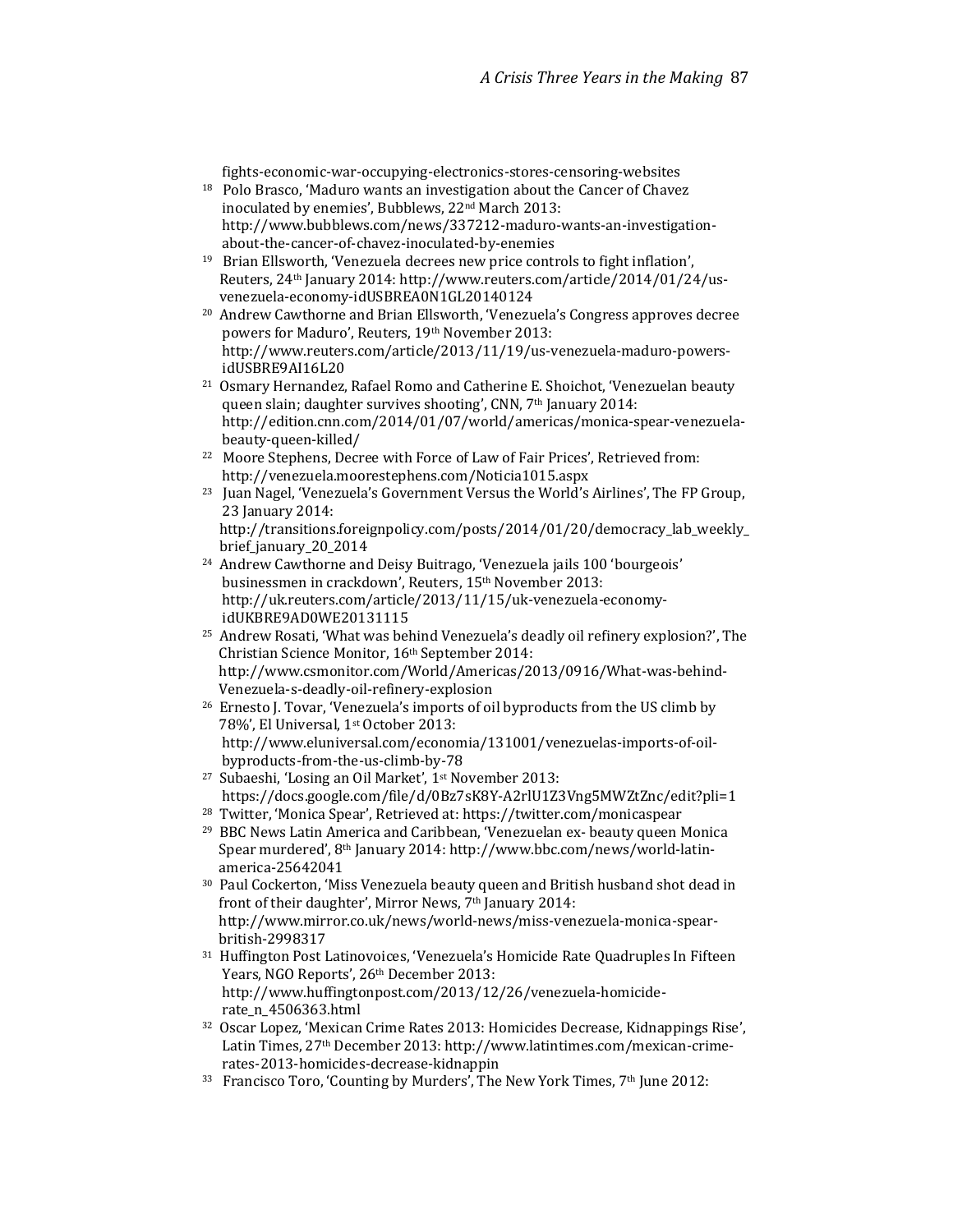fights-economic-war-occupying-electronics-stores-censoring-websites

[18] Polo Brasco, 'Maduro wants an investigation about the Cancer of Chavez inoculated by enemies', Bubblews, 22nd March 2013: http://www.bubblews.com/news/337212-maduro-wants-an-investigation-about-the-cancer-of-chavez-inoculated-by-enemies

[19] Brian Ellsworth, 'Venezuela decrees new price controls to fight inflation', Reuters, 24th January 2014: http://www.reuters.com/article/2014/01/24/us-venezuela-economy-idUSBREA0N1GL20140124

[20] Andrew Cawthorne and Brian Ellsworth, 'Venezuela's Congress approves decree powers for Maduro', Reuters, 19th November 2013: http://www.reuters.com/article/2013/11/19/us-venezuela-maduro-powers-idUSBRE9AI16L20

[21] Osmary Hernandez, Rafael Romo and Catherine E. Shoichot, 'Venezuelan beauty queen slain; daughter survives shooting', CNN, 7th January 2014: http://edition.cnn.com/2014/01/07/world/americas/monica-spear-venezuela-beauty-queen-killed/

[22] Moore Stephens, Decree with Force of Law of Fair Prices', Retrieved from: http://venezuela.moorestephens.com/Noticia1015.aspx

[23] Juan Nagel, 'Venezuela's Government Versus the World's Airlines', The FP Group, 23 January 2014: http://transitions.foreignpolicy.com/posts/2014/01/20/democracy_lab_weekly_brief_january_20_2014

[24] Andrew Cawthorne and Deisy Buitrago, 'Venezuela jails 100 'bourgeois' businessmen in crackdown', Reuters, 15th November 2013: http://uk.reuters.com/article/2013/11/15/uk-venezuela-economy-idUKBRE9AD0WE20131115

[25] Andrew Rosati, 'What was behind Venezuela's deadly oil refinery explosion?', The Christian Science Monitor, 16th September 2014: http://www.csmonitor.com/World/Americas/2013/0916/What-was-behind-Venezuela-s-deadly-oil-refinery-explosion

[26] Ernesto J. Tovar, 'Venezuela's imports of oil byproducts from the US climb by 78%', El Universal, 1st October 2013: http://www.eluniversal.com/economia/131001/venezuelas-imports-of-oil-byproducts-from-the-us-climb-by-78

[27] Subaeshi, 'Losing an Oil Market', 1st November 2013: https://docs.google.com/file/d/0Bz7sK8Y-A2rlU1Z3Vng5MWZtZnc/edit?pli=1

[28] Twitter, 'Monica Spear', Retrieved at: https://twitter.com/monicaspear

[29] BBC News Latin America and Caribbean, 'Venezuelan ex- beauty queen Monica Spear murdered', 8th January 2014: http://www.bbc.com/news/world-latin-america-25642041

[30] Paul Cockerton, 'Miss Venezuela beauty queen and British husband shot dead in front of their daughter', Mirror News, 7th January 2014: http://www.mirror.co.uk/news/world-news/miss-venezuela-monica-spear-british-2998317

[31] Huffington Post Latinovoices, 'Venezuela's Homicide Rate Quadruples In Fifteen Years, NGO Reports', 26th December 2013: http://www.huffingtonpost.com/2013/12/26/venezuela-homicide-rate_n_4506363.html

[32] Oscar Lopez, 'Mexican Crime Rates 2013: Homicides Decrease, Kidnappings Rise', Latin Times, 27th December 2013: http://www.latintimes.com/mexican-crime-rates-2013-homicides-decrease-kidnappin

[33] Francisco Toro, 'Counting by Murders', The New York Times, 7th June 2012: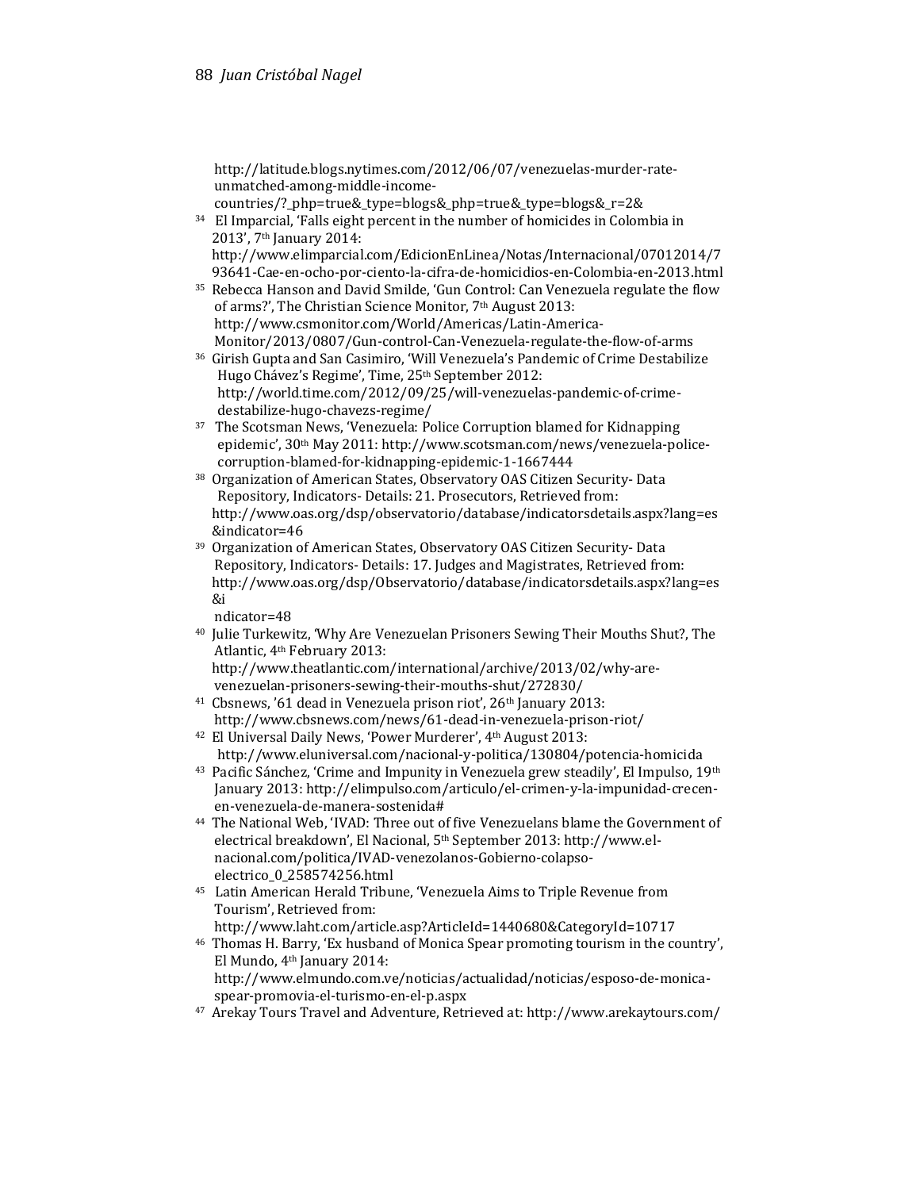http://latitude.blogs.nytimes.com/2012/06/07/venezuelas-murder-rate-unmatched-among-middle-income-countries/?_php=true&_type=blogs&_php=true&_type=blogs&_r=2&

[34] El Imparcial, 'Falls eight percent in the number of homicides in Colombia in 2013', 7th January 2014: http://www.elimparcial.com/EdicionEnLinea/Notas/Internacional/07012014/793641-Cae-en-ocho-por-ciento-la-cifra-de-homicidios-en-Colombia-en-2013.html

[35] Rebecca Hanson and David Smilde, 'Gun Control: Can Venezuela regulate the flow of arms?', The Christian Science Monitor, 7th August 2013: http://www.csmonitor.com/World/Americas/Latin-America-Monitor/2013/0807/Gun-control-Can-Venezuela-regulate-the-flow-of-arms

[36] Girish Gupta and San Casimiro, 'Will Venezuela's Pandemic of Crime Destabilize Hugo Chávez's Regime', Time, 25th September 2012: http://world.time.com/2012/09/25/will-venezuelas-pandemic-of-crime-destabilize-hugo-chavezs-regime/

[37] The Scotsman News, 'Venezuela: Police Corruption blamed for Kidnapping epidemic', 30th May 2011: http://www.scotsman.com/news/venezuela-police-corruption-blamed-for-kidnapping-epidemic-1-1667444

[38] Organization of American States, Observatory OAS Citizen Security- Data Repository, Indicators- Details: 21. Prosecutors, Retrieved from: http://www.oas.org/dsp/observatorio/database/indicatorsdetails.aspx?lang=es&indicator=46

[39] Organization of American States, Observatory OAS Citizen Security- Data Repository, Indicators- Details: 17. Judges and Magistrates, Retrieved from: http://www.oas.org/dsp/Observatorio/database/indicatorsdetails.aspx?lang=es&indicator=48

[40] Julie Turkewitz, 'Why Are Venezuelan Prisoners Sewing Their Mouths Shut?, The Atlantic, 4th February 2013: http://www.theatlantic.com/international/archive/2013/02/why-are-venezuelan-prisoners-sewing-their-mouths-shut/272830/

[41] Cbsnews, '61 dead in Venezuela prison riot', 26th January 2013: http://www.cbsnews.com/news/61-dead-in-venezuela-prison-riot/

[42] El Universal Daily News, 'Power Murderer', 4th August 2013: http://www.eluniversal.com/nacional-y-politica/130804/potencia-homicida

[43] Pacific Sánchez, 'Crime and Impunity in Venezuela grew steadily', El Impulso, 19th January 2013: http://elimpulso.com/articulo/el-crimen-y-la-impunidad-crecen-en-venezuela-de-manera-sostenida#

[44] The National Web, 'IVAD: Three out of five Venezuelans blame the Government of electrical breakdown', El Nacional, 5th September 2013: http://www.el-nacional.com/politica/IVAD-venezolanos-Gobierno-colapso-electrico_0_258574256.html

[45] Latin American Herald Tribune, 'Venezuela Aims to Triple Revenue from Tourism', Retrieved from: http://www.laht.com/article.asp?ArticleId=1440680&CategoryId=10717

[46] Thomas H. Barry, 'Ex husband of Monica Spear promoting tourism in the country', El Mundo, 4th January 2014: http://www.elmundo.com.ve/noticias/actualidad/noticias/esposo-de-monica-spear-promovia-el-turismo-en-el-p.aspx

[47] Arekay Tours Travel and Adventure, Retrieved at: http://www.arekaytours.com/